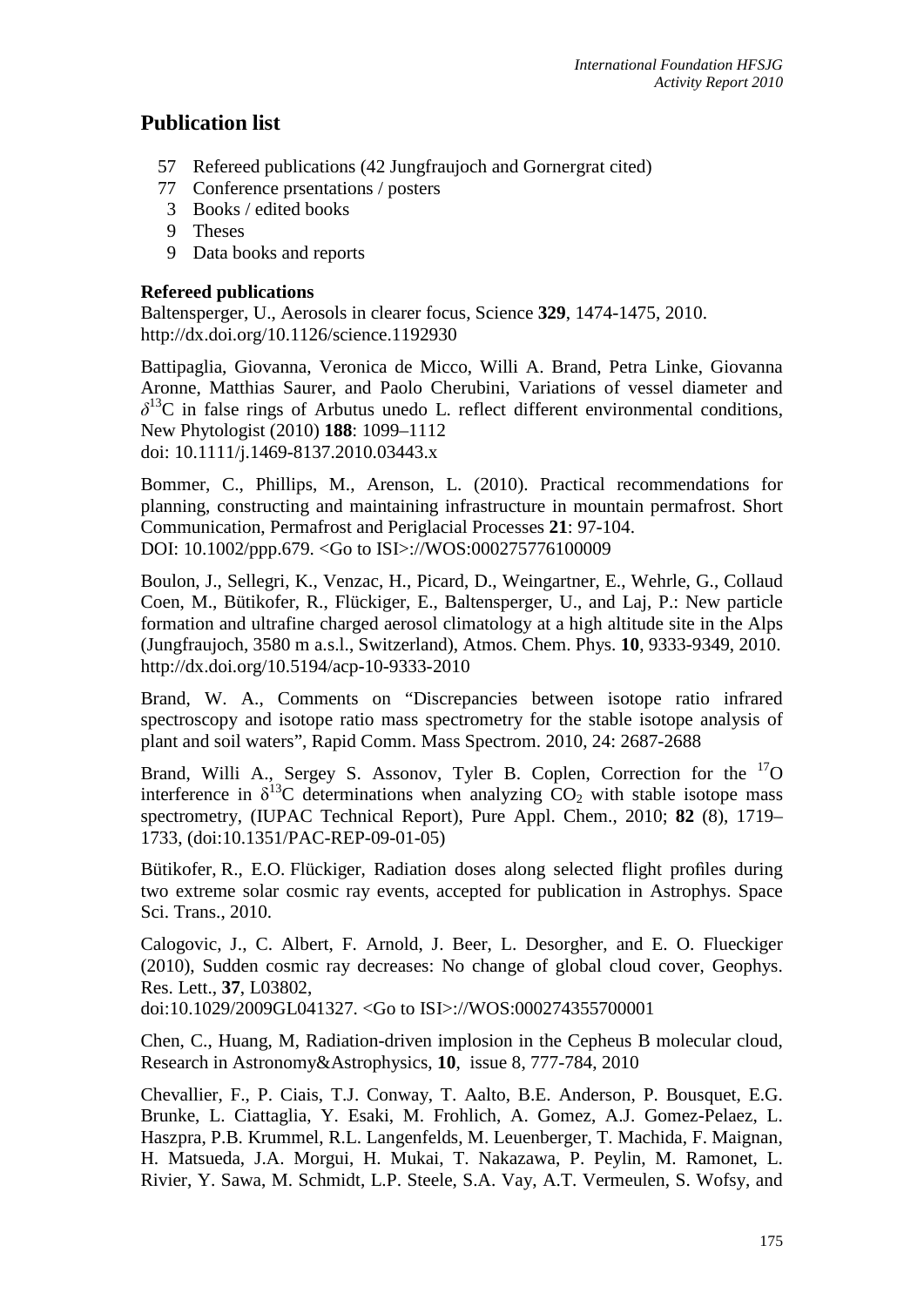# Publication list

- 57 Refereed publications (42 Jungfraujoch and Gornergrat cited)
- 77 Conference prsentations / posters
- 3 Books / edited books
- 9 Theses
- 9 Data books and reports

**Refereed publications**

Baltensperger, U., Aerosols in clearer focus, Science **329**, 1474-1475, 2010. http://dx.doi.org/10.1126/science.1192930

Battipaglia, Giovanna, Veronica de Micco, Willi A. Brand, Petra Linke, Giovanna Aronne, Matthias Saurer, and Paolo Cherubini, Variations of vessel diameter and $\delta^{13}$C in false rings of Arbutus unedo L. reflect different environmental conditions, New Phytologist (2010) **188**: 1099–1112
doi: 10.1111/j.1469-8137.2010.03443.x

Bommer, C., Phillips, M., Arenson, L. (2010). Practical recommendations for planning, constructing and maintaining infrastructure in mountain permafrost. Short Communication, Permafrost and Periglacial Processes **21**: 97-104.
DOI: 10.1002/ppp.679. <Go to ISI>://WOS:000275776100009

Boulon, J., Sellegri, K., Venzac, H., Picard, D., Weingartner, E., Wehrle, G., Collaud Coen, M., Bütikofer, R., Flückiger, E., Baltensperger, U., and Laj, P.: New particle formation and ultrafine charged aerosol climatology at a high altitude site in the Alps (Jungfraujoch, 3580 m a.s.l., Switzerland), Atmos. Chem. Phys. **10**, 9333-9349, 2010. http://dx.doi.org/10.5194/acp-10-9333-2010

Brand, W. A., Comments on "Discrepancies between isotope ratio infrared spectroscopy and isotope ratio mass spectrometry for the stable isotope analysis of plant and soil waters", Rapid Comm. Mass Spectrom. 2010, 24: 2687-2688

Brand, Willi A., Sergey S. Assonov, Tyler B. Coplen, Correction for the $^{17}$O interference in $\delta^{13}$C determinations when analyzing $CO_2$ with stable isotope mass spectrometry, (IUPAC Technical Report), Pure Appl. Chem., 2010; **82** (8), 1719–1733, (doi:10.1351/PAC-REP-09-01-05)

Bütikofer, R., E.O. Flückiger, Radiation doses along selected flight profiles during two extreme solar cosmic ray events, accepted for publication in Astrophys. Space Sci. Trans., 2010.

Calogovic, J., C. Albert, F. Arnold, J. Beer, L. Desorgher, and E. O. Flueckiger (2010), Sudden cosmic ray decreases: No change of global cloud cover, Geophys. Res. Lett., **37**, L03802,
doi:10.1029/2009GL041327. <Go to ISI>://WOS:000274355700001

Chen, C., Huang, M, Radiation-driven implosion in the Cepheus B molecular cloud, Research in Astronomy&Astrophysics, **10**, issue 8, 777-784, 2010

Chevallier, F., P. Ciais, T.J. Conway, T. Aalto, B.E. Anderson, P. Bousquet, E.G. Brunke, L. Ciattaglia, Y. Esaki, M. Frohlich, A. Gomez, A.J. Gomez-Pelaez, L. Haszpra, P.B. Krummel, R.L. Langenfelds, M. Leuenberger, T. Machida, F. Maignan, H. Matsueda, J.A. Morgui, H. Mukai, T. Nakazawa, P. Peylin, M. Ramonet, L. Rivier, Y. Sawa, M. Schmidt, L.P. Steele, S.A. Vay, A.T. Vermeulen, S. Wofsy, and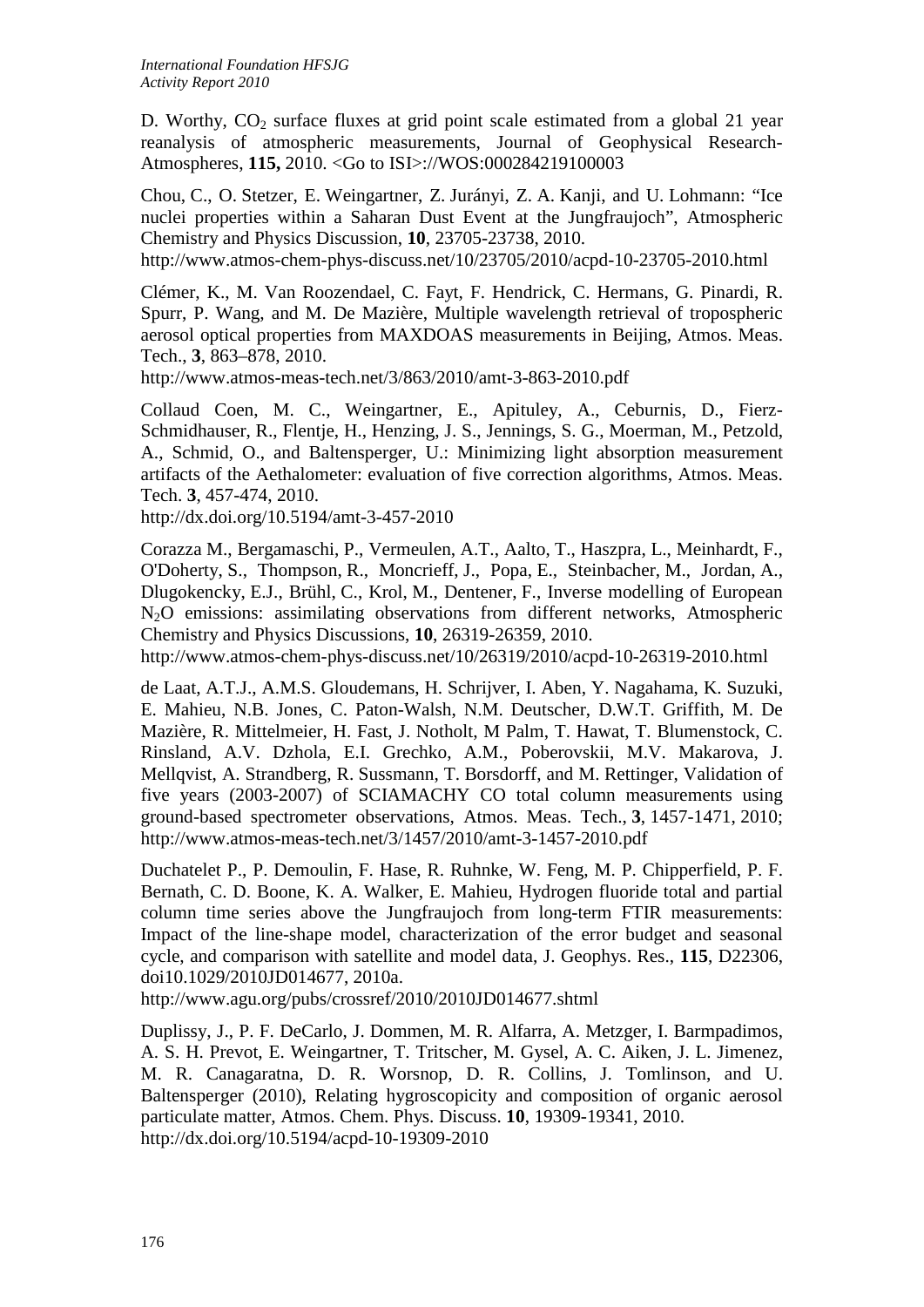D. Worthy, $CO_2$ surface fluxes at grid point scale estimated from a global 21 year reanalysis of atmospheric measurements, Journal of Geophysical Research-Atmospheres, **115,** 2010. <Go to ISI>://WOS:000284219100003

Chou, C., O. Stetzer, E. Weingartner, Z. Jurányi, Z. A. Kanji, and U. Lohmann: "Ice nuclei properties within a Saharan Dust Event at the Jungfraujoch", Atmospheric Chemistry and Physics Discussion, **10**, 23705-23738, 2010.
http://www.atmos-chem-phys-discuss.net/10/23705/2010/acpd-10-23705-2010.html

Clémer, K., M. Van Roozendael, C. Fayt, F. Hendrick, C. Hermans, G. Pinardi, R. Spurr, P. Wang, and M. De Mazière, Multiple wavelength retrieval of tropospheric aerosol optical properties from MAXDOAS measurements in Beijing, Atmos. Meas. Tech., **3**, 863–878, 2010.
http://www.atmos-meas-tech.net/3/863/2010/amt-3-863-2010.pdf

Collaud Coen, M. C., Weingartner, E., Apituley, A., Ceburnis, D., Fierz-Schmidhauser, R., Flentje, H., Henzing, J. S., Jennings, S. G., Moerman, M., Petzold, A., Schmid, O., and Baltensperger, U.: Minimizing light absorption measurement artifacts of the Aethalometer: evaluation of five correction algorithms, Atmos. Meas. Tech. **3**, 457-474, 2010.
http://dx.doi.org/10.5194/amt-3-457-2010

Corazza M., Bergamaschi, P., Vermeulen, A.T., Aalto, T., Haszpra, L., Meinhardt, F., O'Doherty, S., Thompson, R., Moncrieff, J., Popa, E., Steinbacher, M., Jordan, A., Dlugokencky, E.J., Brühl, C., Krol, M., Dentener, F., Inverse modelling of European $N_2O$ emissions: assimilating observations from different networks, Atmospheric Chemistry and Physics Discussions, **10**, 26319-26359, 2010.
http://www.atmos-chem-phys-discuss.net/10/26319/2010/acpd-10-26319-2010.html

de Laat, A.T.J., A.M.S. Gloudemans, H. Schrijver, I. Aben, Y. Nagahama, K. Suzuki, E. Mahieu, N.B. Jones, C. Paton-Walsh, N.M. Deutscher, D.W.T. Griffith, M. De Mazière, R. Mittelmeier, H. Fast, J. Notholt, M Palm, T. Hawat, T. Blumenstock, C. Rinsland, A.V. Dzhola, E.I. Grechko, A.M., Poberovskii, M.V. Makarova, J. Mellqvist, A. Strandberg, R. Sussmann, T. Borsdorff, and M. Rettinger, Validation of five years (2003-2007) of SCIAMACHY CO total column measurements using ground-based spectrometer observations, Atmos. Meas. Tech., **3**, 1457-1471, 2010; http://www.atmos-meas-tech.net/3/1457/2010/amt-3-1457-2010.pdf

Duchatelet P., P. Demoulin, F. Hase, R. Ruhnke, W. Feng, M. P. Chipperfield, P. F. Bernath, C. D. Boone, K. A. Walker, E. Mahieu, Hydrogen fluoride total and partial column time series above the Jungfraujoch from long-term FTIR measurements: Impact of the line-shape model, characterization of the error budget and seasonal cycle, and comparison with satellite and model data, J. Geophys. Res., **115**, D22306, doi10.1029/2010JD014677, 2010a.
http://www.agu.org/pubs/crossref/2010/2010JD014677.shtml

Duplissy, J., P. F. DeCarlo, J. Dommen, M. R. Alfarra, A. Metzger, I. Barmpadimos, A. S. H. Prevot, E. Weingartner, T. Tritscher, M. Gysel, A. C. Aiken, J. L. Jimenez, M. R. Canagaratna, D. R. Worsnop, D. R. Collins, J. Tomlinson, and U. Baltensperger (2010), Relating hygroscopicity and composition of organic aerosol particulate matter, Atmos. Chem. Phys. Discuss. **10**, 19309-19341, 2010.
http://dx.doi.org/10.5194/acpd-10-19309-2010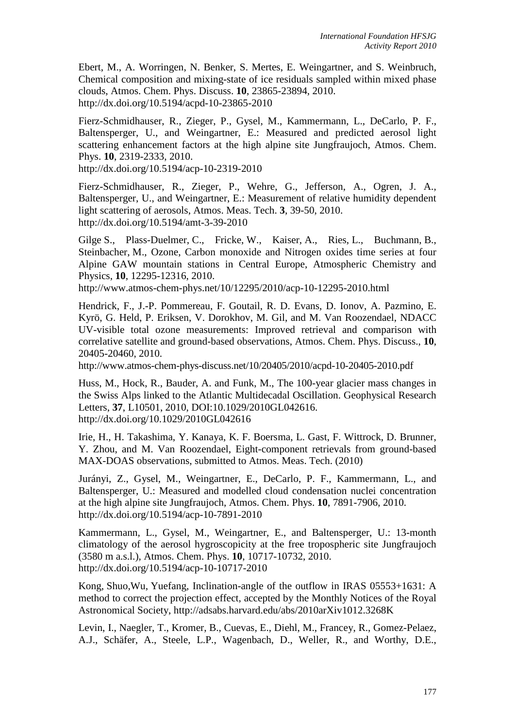Ebert, M., A. Worringen, N. Benker, S. Mertes, E. Weingartner, and S. Weinbruch, Chemical composition and mixing-state of ice residuals sampled within mixed phase clouds, Atmos. Chem. Phys. Discuss. **10**, 23865-23894, 2010. http://dx.doi.org/10.5194/acpd-10-23865-2010

Fierz-Schmidhauser, R., Zieger, P., Gysel, M., Kammermann, L., DeCarlo, P. F., Baltensperger, U., and Weingartner, E.: Measured and predicted aerosol light scattering enhancement factors at the high alpine site Jungfraujoch, Atmos. Chem. Phys. **10**, 2319-2333, 2010.
http://dx.doi.org/10.5194/acp-10-2319-2010

Fierz-Schmidhauser, R., Zieger, P., Wehre, G., Jefferson, A., Ogren, J. A., Baltensperger, U., and Weingartner, E.: Measurement of relative humidity dependent light scattering of aerosols, Atmos. Meas. Tech. **3**, 39-50, 2010.
http://dx.doi.org/10.5194/amt-3-39-2010

Gilge S., Plass-Duelmer, C., Fricke, W., Kaiser, A., Ries, L., Buchmann, B., Steinbacher, M., Ozone, Carbon monoxide and Nitrogen oxides time series at four Alpine GAW mountain stations in Central Europe, Atmospheric Chemistry and Physics, **10**, 12295-12316, 2010.
http://www.atmos-chem-phys.net/10/12295/2010/acp-10-12295-2010.html

Hendrick, F., J.-P. Pommereau, F. Goutail, R. D. Evans, D. Ionov, A. Pazmino, E. Kyrö, G. Held, P. Eriksen, V. Dorokhov, M. Gil, and M. Van Roozendael, NDACC UV-visible total ozone measurements: Improved retrieval and comparison with correlative satellite and ground-based observations, Atmos. Chem. Phys. Discuss., **10**, 20405-20460, 2010.
http://www.atmos-chem-phys-discuss.net/10/20405/2010/acpd-10-20405-2010.pdf

Huss, M., Hock, R., Bauder, A. and Funk, M., The 100-year glacier mass changes in the Swiss Alps linked to the Atlantic Multidecadal Oscillation. Geophysical Research Letters, **37**, L10501, 2010, DOI:10.1029/2010GL042616.
http://dx.doi.org/10.1029/2010GL042616

Irie, H., H. Takashima, Y. Kanaya, K. F. Boersma, L. Gast, F. Wittrock, D. Brunner, Y. Zhou, and M. Van Roozendael, Eight-component retrievals from ground-based MAX-DOAS observations, submitted to Atmos. Meas. Tech. (2010)

Jurányi, Z., Gysel, M., Weingartner, E., DeCarlo, P. F., Kammermann, L., and Baltensperger, U.: Measured and modelled cloud condensation nuclei concentration at the high alpine site Jungfraujoch, Atmos. Chem. Phys. **10**, 7891-7906, 2010.
http://dx.doi.org/10.5194/acp-10-7891-2010

Kammermann, L., Gysel, M., Weingartner, E., and Baltensperger, U.: 13-month climatology of the aerosol hygroscopicity at the free tropospheric site Jungfraujoch (3580 m a.s.l.), Atmos. Chem. Phys. **10**, 10717-10732, 2010.
http://dx.doi.org/10.5194/acp-10-10717-2010

Kong, Shuo,Wu, Yuefang, Inclination-angle of the outflow in IRAS 05553+1631: A method to correct the projection effect, accepted by the Monthly Notices of the Royal Astronomical Society, http://adsabs.harvard.edu/abs/2010arXiv1012.3268K

Levin, I., Naegler, T., Kromer, B., Cuevas, E., Diehl, M., Francey, R., Gomez-Pelaez, A.J., Schäfer, A., Steele, L.P., Wagenbach, D., Weller, R., and Worthy, D.E.,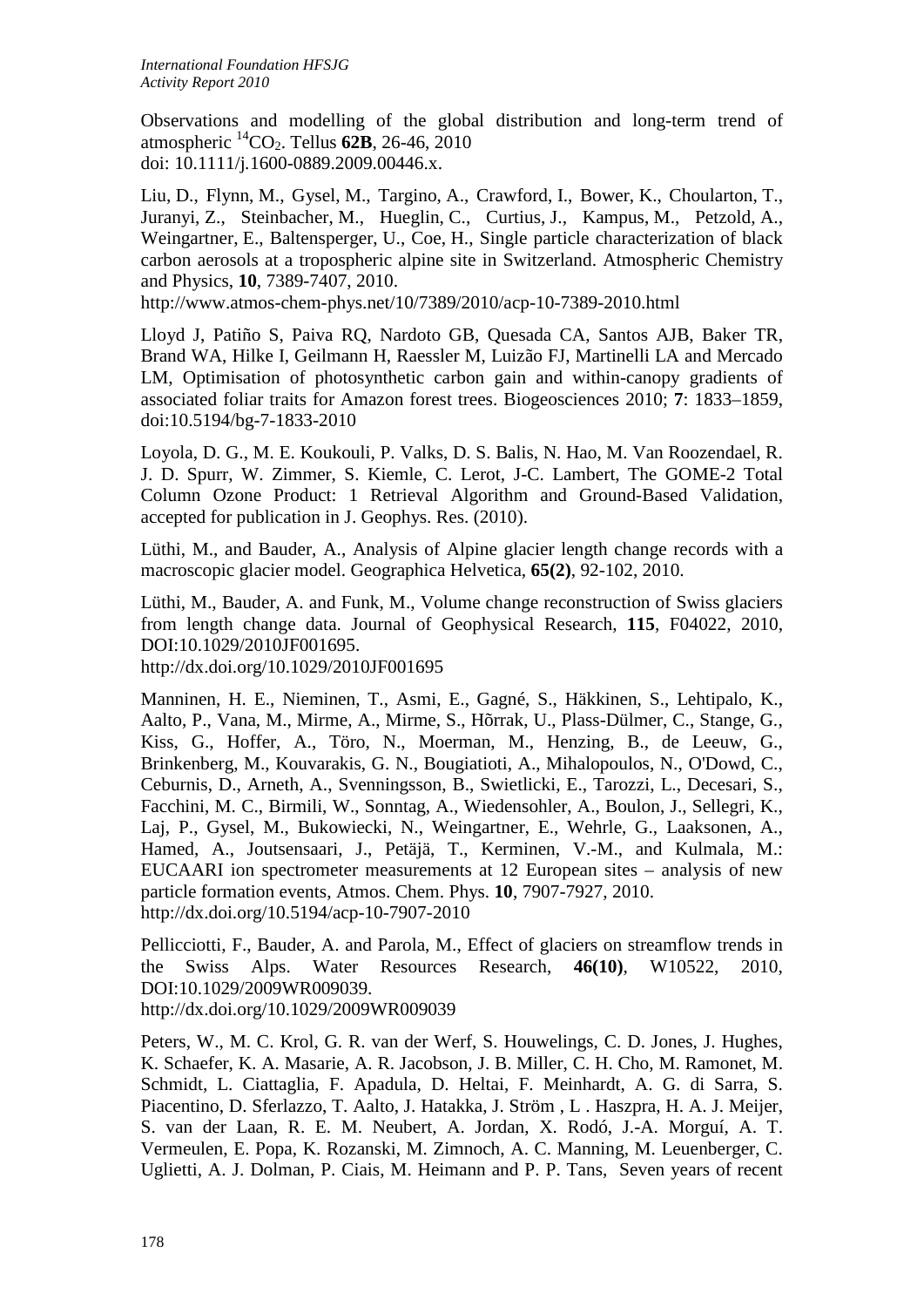Observations and modelling of the global distribution and long-term trend of atmospheric $^{14}CO_2$. Tellus **62B**, 26-46, 2010
doi: 10.1111/j.1600-0889.2009.00446.x.

Liu, D., Flynn, M., Gysel, M., Targino, A., Crawford, I., Bower, K., Choularton, T., Juranyi, Z., Steinbacher, M., Hueglin, C., Curtius, J., Kampus, M., Petzold, A., Weingartner, E., Baltensperger, U., Coe, H., Single particle characterization of black carbon aerosols at a tropospheric alpine site in Switzerland. Atmospheric Chemistry and Physics, **10**, 7389-7407, 2010.
http://www.atmos-chem-phys.net/10/7389/2010/acp-10-7389-2010.html

Lloyd J, Patiño S, Paiva RQ, Nardoto GB, Quesada CA, Santos AJB, Baker TR, Brand WA, Hilke I, Geilmann H, Raessler M, Luizão FJ, Martinelli LA and Mercado LM, Optimisation of photosynthetic carbon gain and within-canopy gradients of associated foliar traits for Amazon forest trees. Biogeosciences 2010; **7**: 1833–1859, doi:10.5194/bg-7-1833-2010

Loyola, D. G., M. E. Koukouli, P. Valks, D. S. Balis, N. Hao, M. Van Roozendael, R. J. D. Spurr, W. Zimmer, S. Kiemle, C. Lerot, J-C. Lambert, The GOME-2 Total Column Ozone Product: 1 Retrieval Algorithm and Ground-Based Validation, accepted for publication in J. Geophys. Res. (2010).

Lüthi, M., and Bauder, A., Analysis of Alpine glacier length change records with a macroscopic glacier model. Geographica Helvetica, **65(2)**, 92-102, 2010.

Lüthi, M., Bauder, A. and Funk, M., Volume change reconstruction of Swiss glaciers from length change data. Journal of Geophysical Research, **115**, F04022, 2010, DOI:10.1029/2010JF001695.
http://dx.doi.org/10.1029/2010JF001695

Manninen, H. E., Nieminen, T., Asmi, E., Gagné, S., Häkkinen, S., Lehtipalo, K., Aalto, P., Vana, M., Mirme, A., Mirme, S., Hõrrak, U., Plass-Dülmer, C., Stange, G., Kiss, G., Hoffer, A., Töro, N., Moerman, M., Henzing, B., de Leeuw, G., Brinkenberg, M., Kouvarakis, G. N., Bougiatioti, A., Mihalopoulos, N., O'Dowd, C., Ceburnis, D., Arneth, A., Svenningsson, B., Swietlicki, E., Tarozzi, L., Decesari, S., Facchini, M. C., Birmili, W., Sonntag, A., Wiedensohler, A., Boulon, J., Sellegri, K., Laj, P., Gysel, M., Bukowiecki, N., Weingartner, E., Wehrle, G., Laaksonen, A., Hamed, A., Joutsensaari, J., Petäjä, T., Kerminen, V.-M., and Kulmala, M.: EUCAARI ion spectrometer measurements at 12 European sites – analysis of new particle formation events, Atmos. Chem. Phys. **10**, 7907-7927, 2010.
http://dx.doi.org/10.5194/acp-10-7907-2010

Pellicciotti, F., Bauder, A. and Parola, M., Effect of glaciers on streamflow trends in the Swiss Alps. Water Resources Research, **46(10)**, W10522, 2010, DOI:10.1029/2009WR009039.
http://dx.doi.org/10.1029/2009WR009039

Peters, W., M. C. Krol, G. R. van der Werf, S. Houwelings, C. D. Jones, J. Hughes, K. Schaefer, K. A. Masarie, A. R. Jacobson, J. B. Miller, C. H. Cho, M. Ramonet, M. Schmidt, L. Ciattaglia, F. Apadula, D. Heltai, F. Meinhardt, A. G. di Sarra, S. Piacentino, D. Sferlazzo, T. Aalto, J. Hatakka, J. Ström , L . Haszpra, H. A. J. Meijer, S. van der Laan, R. E. M. Neubert, A. Jordan, X. Rodó, J.-A. Morguí, A. T. Vermeulen, E. Popa, K. Rozanski, M. Zimnoch, A. C. Manning, M. Leuenberger, C. Uglietti, A. J. Dolman, P. Ciais, M. Heimann and P. P. Tans, Seven years of recent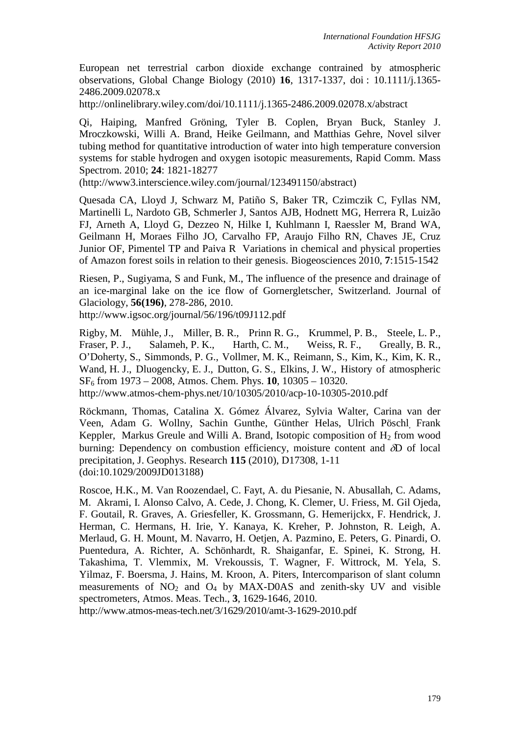European net terrestrial carbon dioxide exchange contrained by atmospheric observations, Global Change Biology (2010) **16**, 1317-1337, doi : 10.1111/j.1365-2486.2009.02078.x
http://onlinelibrary.wiley.com/doi/10.1111/j.1365-2486.2009.02078.x/abstract

Qi, Haiping, Manfred Gröning, Tyler B. Coplen, Bryan Buck, Stanley J. Mroczkowski, Willi A. Brand, Heike Geilmann, and Matthias Gehre, Novel silver tubing method for quantitative introduction of water into high temperature conversion systems for stable hydrogen and oxygen isotopic measurements, Rapid Comm. Mass Spectrom. 2010; **24**: 1821-18277
(http://www3.interscience.wiley.com/journal/123491150/abstract)

Quesada CA, Lloyd J, Schwarz M, Patiño S, Baker TR, Czimczik C, Fyllas NM, Martinelli L, Nardoto GB, Schmerler J, Santos AJB, Hodnett MG, Herrera R, Luizão FJ, Arneth A, Lloyd G, Dezzeo N, Hilke I, Kuhlmann I, Raessler M, Brand WA, Geilmann H, Moraes Filho JO, Carvalho FP, Araujo Filho RN, Chaves JE, Cruz Junior OF, Pimentel TP and Paiva R Variations in chemical and physical properties of Amazon forest soils in relation to their genesis. Biogeosciences 2010, **7**:1515-1542

Riesen, P., Sugiyama, S and Funk, M., The influence of the presence and drainage of an ice-marginal lake on the ice flow of Gornergletscher, Switzerland. Journal of Glaciology, **56(196)**, 278-286, 2010.
http://www.igsoc.org/journal/56/196/t09J112.pdf

Rigby, M. Mühle, J., Miller, B. R., Prinn R. G., Krummel, P. B., Steele, L. P., Fraser, P. J., Salameh, P. K., Harth, C. M., Weiss, R. F., Greally, B. R., O'Doherty, S., Simmonds, P. G., Vollmer, M. K., Reimann, S., Kim, K., Kim, K. R., Wand, H. J., Dluogencky, E. J., Dutton, G. S., Elkins, J. W., History of atmospheric $SF_6$ from 1973 – 2008, Atmos. Chem. Phys. **10**, 10305 – 10320.
http://www.atmos-chem-phys.net/10/10305/2010/acp-10-10305-2010.pdf

Röckmann, Thomas, Catalina X. Gómez Álvarez, Sylvia Walter, Carina van der Veen, Adam G. Wollny, Sachin Gunthe, Günther Helas, Ulrich Pöschl, Frank Keppler, Markus Greule and Willi A. Brand, Isotopic composition of $H_2$ from wood burning: Dependency on combustion efficiency, moisture content and $\delta$D of local precipitation, J. Geophys. Research **115** (2010), D17308, 1-11
(doi:10.1029/2009JD013188)

Roscoe, H.K., M. Van Roozendael, C. Fayt, A. du Piesanie, N. Abusallah, C. Adams, M. Akrami, I. Alonso Calvo, A. Cede, J. Chong, K. Clemer, U. Friess, M. Gil Ojeda, F. Goutail, R. Graves, A. Griesfeller, K. Grossmann, G. Hemerijckx, F. Hendrick, J. Herman, C. Hermans, H. Irie, Y. Kanaya, K. Kreher, P. Johnston, R. Leigh, A. Merlaud, G. H. Mount, M. Navarro, H. Oetjen, A. Pazmino, E. Peters, G. Pinardi, O. Puentedura, A. Richter, A. Schönhardt, R. Shaiganfar, E. Spinei, K. Strong, H. Takashima, T. Vlemmix, M. Vrekoussis, T. Wagner, F. Wittrock, M. Yela, S. Yilmaz, F. Boersma, J. Hains, M. Kroon, A. Piters, Intercomparison of slant column measurements of $NO_2$ and $O_4$ by MAX-D0AS and zenith-sky UV and visible spectrometers, Atmos. Meas. Tech., **3**, 1629-1646, 2010.
http://www.atmos-meas-tech.net/3/1629/2010/amt-3-1629-2010.pdf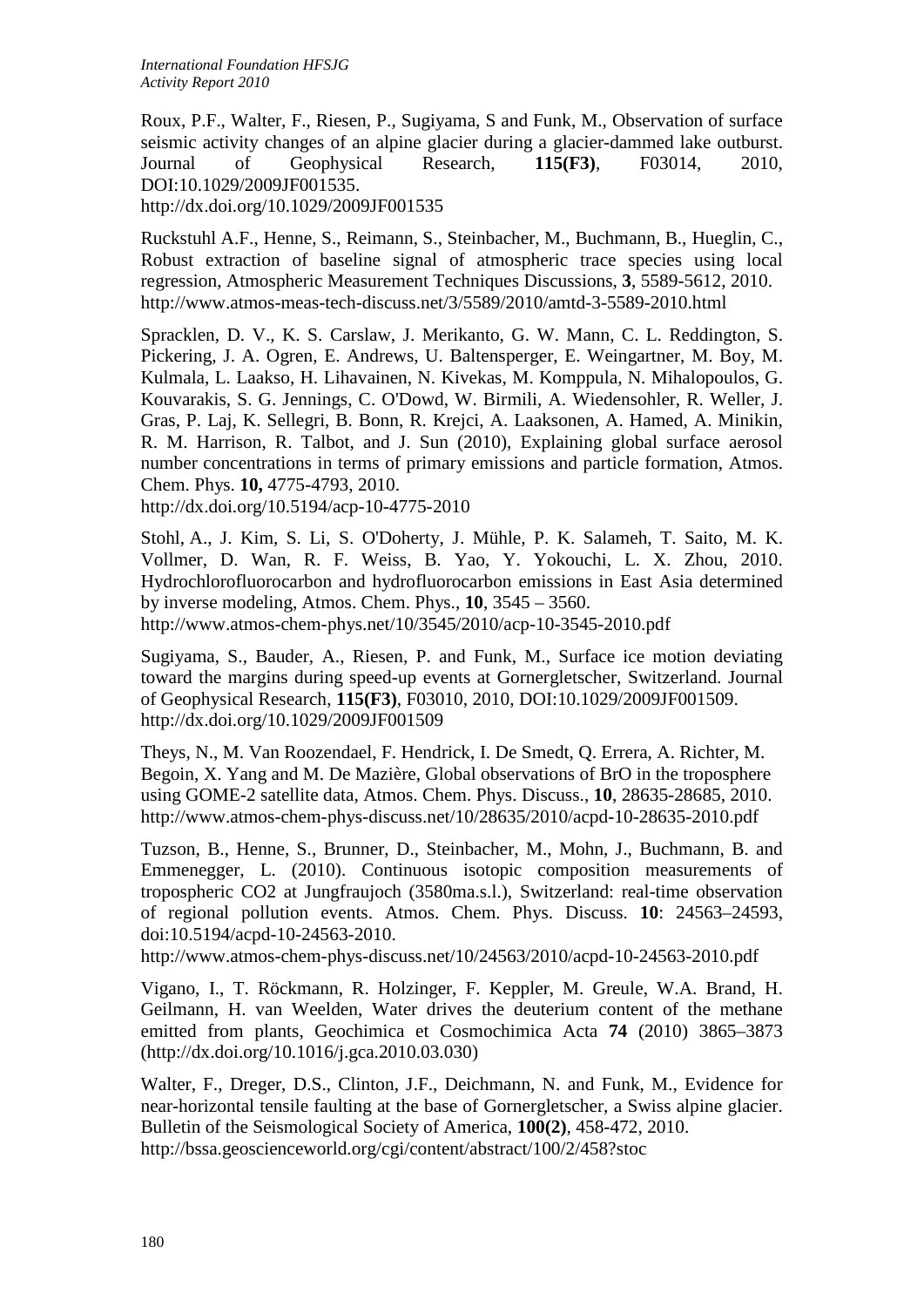Roux, P.F., Walter, F., Riesen, P., Sugiyama, S and Funk, M., Observation of surface seismic activity changes of an alpine glacier during a glacier-dammed lake outburst. Journal of Geophysical Research, **115(F3)**, F03014, 2010, DOI:10.1029/2009JF001535.
http://dx.doi.org/10.1029/2009JF001535

Ruckstuhl A.F., Henne, S., Reimann, S., Steinbacher, M., Buchmann, B., Hueglin, C., Robust extraction of baseline signal of atmospheric trace species using local regression, Atmospheric Measurement Techniques Discussions, **3**, 5589-5612, 2010.
http://www.atmos-meas-tech-discuss.net/3/5589/2010/amtd-3-5589-2010.html

Spracklen, D. V., K. S. Carslaw, J. Merikanto, G. W. Mann, C. L. Reddington, S. Pickering, J. A. Ogren, E. Andrews, U. Baltensperger, E. Weingartner, M. Boy, M. Kulmala, L. Laakso, H. Lihavainen, N. Kivekas, M. Komppula, N. Mihalopoulos, G. Kouvarakis, S. G. Jennings, C. O'Dowd, W. Birmili, A. Wiedensohler, R. Weller, J. Gras, P. Laj, K. Sellegri, B. Bonn, R. Krejci, A. Laaksonen, A. Hamed, A. Minikin, R. M. Harrison, R. Talbot, and J. Sun (2010), Explaining global surface aerosol number concentrations in terms of primary emissions and particle formation, Atmos. Chem. Phys. **10,** 4775-4793, 2010.
http://dx.doi.org/10.5194/acp-10-4775-2010

Stohl, A., J. Kim, S. Li, S. O'Doherty, J. Mühle, P. K. Salameh, T. Saito, M. K. Vollmer, D. Wan, R. F. Weiss, B. Yao, Y. Yokouchi, L. X. Zhou, 2010. Hydrochlorofluorocarbon and hydrofluorocarbon emissions in East Asia determined by inverse modeling, Atmos. Chem. Phys., **10**, 3545 – 3560.
http://www.atmos-chem-phys.net/10/3545/2010/acp-10-3545-2010.pdf

Sugiyama, S., Bauder, A., Riesen, P. and Funk, M., Surface ice motion deviating toward the margins during speed-up events at Gornergletscher, Switzerland. Journal of Geophysical Research, **115(F3)**, F03010, 2010, DOI:10.1029/2009JF001509.
http://dx.doi.org/10.1029/2009JF001509

Theys, N., M. Van Roozendael, F. Hendrick, I. De Smedt, Q. Errera, A. Richter, M. Begoin, X. Yang and M. De Mazière, Global observations of BrO in the troposphere using GOME-2 satellite data, Atmos. Chem. Phys. Discuss., **10**, 28635-28685, 2010.
http://www.atmos-chem-phys-discuss.net/10/28635/2010/acpd-10-28635-2010.pdf

Tuzson, B., Henne, S., Brunner, D., Steinbacher, M., Mohn, J., Buchmann, B. and Emmenegger, L. (2010). Continuous isotopic composition measurements of tropospheric CO2 at Jungfraujoch (3580ma.s.l.), Switzerland: real-time observation of regional pollution events. Atmos. Chem. Phys. Discuss. **10**: 24563–24593, doi:10.5194/acpd-10-24563-2010.
http://www.atmos-chem-phys-discuss.net/10/24563/2010/acpd-10-24563-2010.pdf

Vigano, I., T. Röckmann, R. Holzinger, F. Keppler, M. Greule, W.A. Brand, H. Geilmann, H. van Weelden, Water drives the deuterium content of the methane emitted from plants, Geochimica et Cosmochimica Acta **74** (2010) 3865–3873 (http://dx.doi.org/10.1016/j.gca.2010.03.030)

Walter, F., Dreger, D.S., Clinton, J.F., Deichmann, N. and Funk, M., Evidence for near-horizontal tensile faulting at the base of Gornergletscher, a Swiss alpine glacier. Bulletin of the Seismological Society of America, **100(2)**, 458-472, 2010.
http://bssa.geoscienceworld.org/cgi/content/abstract/100/2/458?stoc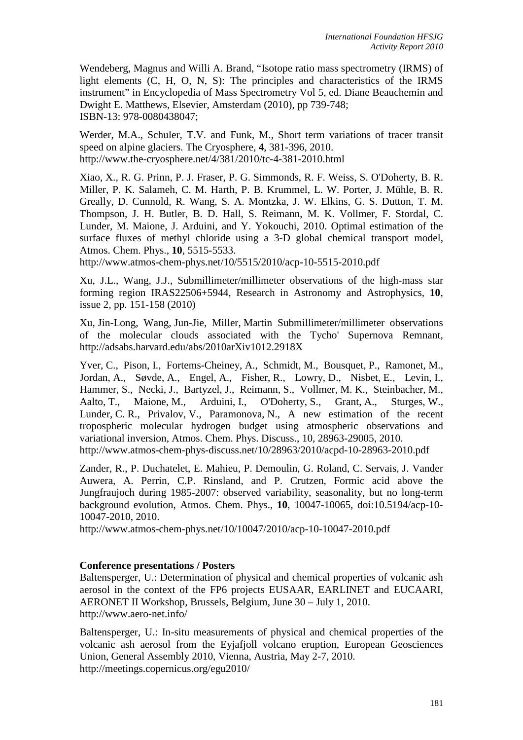Wendeberg, Magnus and Willi A. Brand, “Isotope ratio mass spectrometry (IRMS) of light elements (C, H, O, N, S): The principles and characteristics of the IRMS instrument” in Encyclopedia of Mass Spectrometry Vol 5, ed. Diane Beauchemin and Dwight E. Matthews, Elsevier, Amsterdam (2010), pp 739-748;
ISBN-13: 978-0080438047;

Werder, M.A., Schuler, T.V. and Funk, M., Short term variations of tracer transit speed on alpine glaciers. The Cryosphere, **4**, 381-396, 2010.
http://www.the-cryosphere.net/4/381/2010/tc-4-381-2010.html

Xiao, X., R. G. Prinn, P. J. Fraser, P. G. Simmonds, R. F. Weiss, S. O'Doherty, B. R. Miller, P. K. Salameh, C. M. Harth, P. B. Krummel, L. W. Porter, J. Mühle, B. R. Greally, D. Cunnold, R. Wang, S. A. Montzka, J. W. Elkins, G. S. Dutton, T. M. Thompson, J. H. Butler, B. D. Hall, S. Reimann, M. K. Vollmer, F. Stordal, C. Lunder, M. Maione, J. Arduini, and Y. Yokouchi, 2010. Optimal estimation of the surface fluxes of methyl chloride using a 3-D global chemical transport model, Atmos. Chem. Phys., **10**, 5515-5533.
http://www.atmos-chem-phys.net/10/5515/2010/acp-10-5515-2010.pdf

Xu, J.L., Wang, J.J., Submillimeter/millimeter observations of the high-mass star forming region IRAS22506+5944, Research in Astronomy and Astrophysics, **10**, issue 2, pp. 151-158 (2010)

Xu, Jin-Long, Wang, Jun-Jie, Miller, Martin Submillimeter/millimeter observations of the molecular clouds associated with the Tycho' Supernova Remnant, http://adsabs.harvard.edu/abs/2010arXiv1012.2918X

Yver, C., Pison, I., Fortems-Cheiney, A., Schmidt, M., Bousquet, P., Ramonet, M., Jordan, A., Søvde, A., Engel, A., Fisher, R., Lowry, D., Nisbet, E., Levin, I., Hammer, S., Necki, J., Bartyzel, J., Reimann, S., Vollmer, M. K., Steinbacher, M., Aalto, T., Maione, M., Arduini, I., O'Doherty, S., Grant, A., Sturges, W., Lunder, C. R., Privalov, V., Paramonova, N., A new estimation of the recent tropospheric molecular hydrogen budget using atmospheric observations and variational inversion, Atmos. Chem. Phys. Discuss., 10, 28963-29005, 2010.
http://www.atmos-chem-phys-discuss.net/10/28963/2010/acpd-10-28963-2010.pdf

Zander, R., P. Duchatelet, E. Mahieu, P. Demoulin, G. Roland, C. Servais, J. Vander Auwera, A. Perrin, C.P. Rinsland, and P. Crutzen, Formic acid above the Jungfraujoch during 1985-2007: observed variability, seasonality, but no long-term background evolution, Atmos. Chem. Phys., **10**, 10047-10065, doi:10.5194/acp-10-10047-2010, 2010.
http://www.atmos-chem-phys.net/10/10047/2010/acp-10-10047-2010.pdf

**Conference presentations / Posters**

Baltensperger, U.: Determination of physical and chemical properties of volcanic ash aerosol in the context of the FP6 projects EUSAAR, EARLINET and EUCAARI, AERONET II Workshop, Brussels, Belgium, June 30 – July 1, 2010.
http://www.aero-net.info/

Baltensperger, U.: In-situ measurements of physical and chemical properties of the volcanic ash aerosol from the Eyjafjoll volcano eruption, European Geosciences Union, General Assembly 2010, Vienna, Austria, May 2-7, 2010.
http://meetings.copernicus.org/egu2010/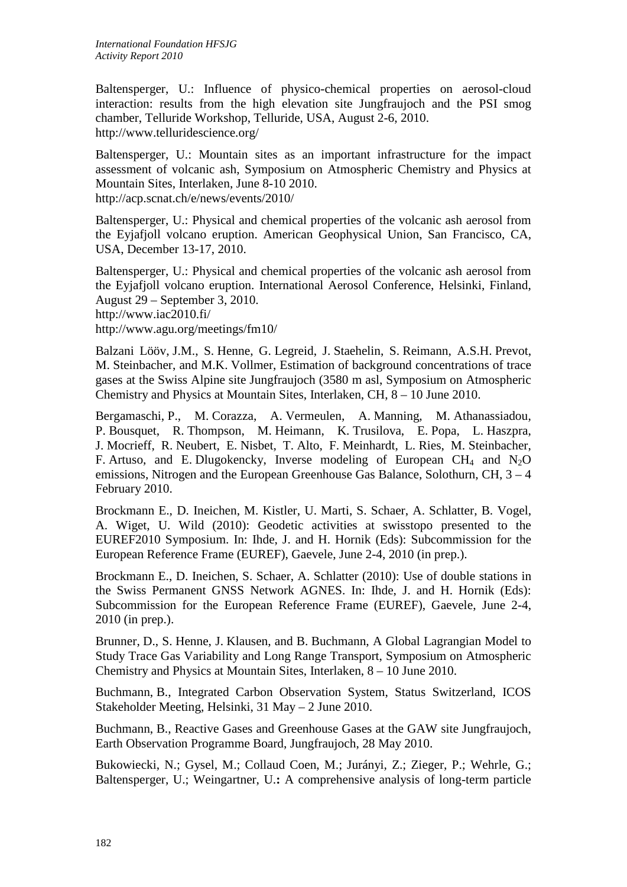Baltensperger, U.: Influence of physico-chemical properties on aerosol-cloud interaction: results from the high elevation site Jungfraujoch and the PSI smog chamber, Telluride Workshop, Telluride, USA, August 2-6, 2010.
http://www.telluridescience.org/

Baltensperger, U.: Mountain sites as an important infrastructure for the impact assessment of volcanic ash, Symposium on Atmospheric Chemistry and Physics at Mountain Sites, Interlaken, June 8-10 2010.
http://acp.scnat.ch/e/news/events/2010/

Baltensperger, U.: Physical and chemical properties of the volcanic ash aerosol from the Eyjafjoll volcano eruption. American Geophysical Union, San Francisco, CA, USA, December 13-17, 2010.

Baltensperger, U.: Physical and chemical properties of the volcanic ash aerosol from the Eyjafjoll volcano eruption. International Aerosol Conference, Helsinki, Finland, August 29 – September 3, 2010.
http://www.iac2010.fi/
http://www.agu.org/meetings/fm10/

Balzani Lööv, J.M., S. Henne, G. Legreid, J. Staehelin, S. Reimann, A.S.H. Prevot, M. Steinbacher, and M.K. Vollmer, Estimation of background concentrations of trace gases at the Swiss Alpine site Jungfraujoch (3580 m asl, Symposium on Atmospheric Chemistry and Physics at Mountain Sites, Interlaken, CH, 8 – 10 June 2010.

Bergamaschi, P., M. Corazza, A. Vermeulen, A. Manning, M. Athanassiadou, P. Bousquet, R. Thompson, M. Heimann, K. Trusilova, E. Popa, L. Haszpra, J. Mocrieff, R. Neubert, E. Nisbet, T. Alto, F. Meinhardt, L. Ries, M. Steinbacher, F. Artuso, and E. Dlugokencky, Inverse modeling of European $CH_4$ and $N_2O$ emissions, Nitrogen and the European Greenhouse Gas Balance, Solothurn, CH, 3 – 4 February 2010.

Brockmann E., D. Ineichen, M. Kistler, U. Marti, S. Schaer, A. Schlatter, B. Vogel, A. Wiget, U. Wild (2010): Geodetic activities at swisstopo presented to the EUREF2010 Symposium. In: Ihde, J. and H. Hornik (Eds): Subcommission for the European Reference Frame (EUREF), Gaevele, June 2-4, 2010 (in prep.).

Brockmann E., D. Ineichen, S. Schaer, A. Schlatter (2010): Use of double stations in the Swiss Permanent GNSS Network AGNES. In: Ihde, J. and H. Hornik (Eds): Subcommission for the European Reference Frame (EUREF), Gaevele, June 2-4, 2010 (in prep.).

Brunner, D., S. Henne, J. Klausen, and B. Buchmann, A Global Lagrangian Model to Study Trace Gas Variability and Long Range Transport, Symposium on Atmospheric Chemistry and Physics at Mountain Sites, Interlaken, 8 – 10 June 2010.

Buchmann, B., Integrated Carbon Observation System, Status Switzerland, ICOS Stakeholder Meeting, Helsinki, 31 May – 2 June 2010.

Buchmann, B., Reactive Gases and Greenhouse Gases at the GAW site Jungfraujoch, Earth Observation Programme Board, Jungfraujoch, 28 May 2010.

Bukowiecki, N.; Gysel, M.; Collaud Coen, M.; Jurányi, Z.; Zieger, P.; Wehrle, G.; Baltensperger, U.; Weingartner, U.**:** A comprehensive analysis of long-term particle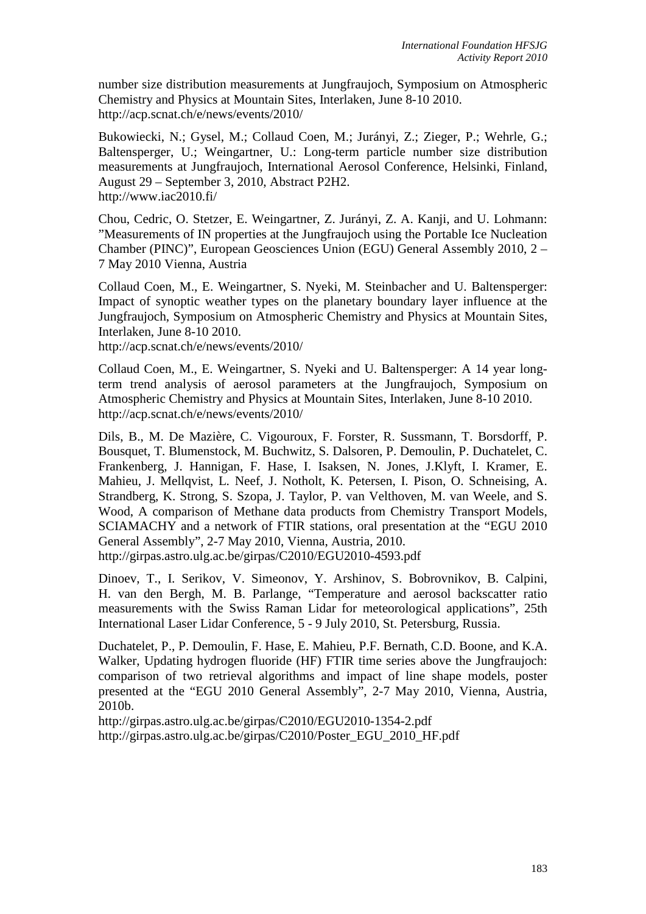number size distribution measurements at Jungfraujoch, Symposium on Atmospheric Chemistry and Physics at Mountain Sites, Interlaken, June 8-10 2010. http://acp.scnat.ch/e/news/events/2010/

Bukowiecki, N.; Gysel, M.; Collaud Coen, M.; Jurányi, Z.; Zieger, P.; Wehrle, G.; Baltensperger, U.; Weingartner, U.: Long-term particle number size distribution measurements at Jungfraujoch, International Aerosol Conference, Helsinki, Finland, August 29 – September 3, 2010, Abstract P2H2.
http://www.iac2010.fi/

Chou, Cedric, O. Stetzer, E. Weingartner, Z. Jurányi, Z. A. Kanji, and U. Lohmann: "Measurements of IN properties at the Jungfraujoch using the Portable Ice Nucleation Chamber (PINC)", European Geosciences Union (EGU) General Assembly 2010, 2 – 7 May 2010 Vienna, Austria

Collaud Coen, M., E. Weingartner, S. Nyeki, M. Steinbacher and U. Baltensperger: Impact of synoptic weather types on the planetary boundary layer influence at the Jungfraujoch, Symposium on Atmospheric Chemistry and Physics at Mountain Sites, Interlaken, June 8-10 2010.
http://acp.scnat.ch/e/news/events/2010/

Collaud Coen, M., E. Weingartner, S. Nyeki and U. Baltensperger: A 14 year long-term trend analysis of aerosol parameters at the Jungfraujoch, Symposium on Atmospheric Chemistry and Physics at Mountain Sites, Interlaken, June 8-10 2010.
http://acp.scnat.ch/e/news/events/2010/

Dils, B., M. De Mazière, C. Vigouroux, F. Forster, R. Sussmann, T. Borsdorff, P. Bousquet, T. Blumenstock, M. Buchwitz, S. Dalsoren, P. Demoulin, P. Duchatelet, C. Frankenberg, J. Hannigan, F. Hase, I. Isaksen, N. Jones, J.Klyft, I. Kramer, E. Mahieu, J. Mellqvist, L. Neef, J. Notholt, K. Petersen, I. Pison, O. Schneising, A. Strandberg, K. Strong, S. Szopa, J. Taylor, P. van Velthoven, M. van Weele, and S. Wood, A comparison of Methane data products from Chemistry Transport Models, SCIAMACHY and a network of FTIR stations, oral presentation at the "EGU 2010 General Assembly", 2-7 May 2010, Vienna, Austria, 2010.
http://girpas.astro.ulg.ac.be/girpas/C2010/EGU2010-4593.pdf

Dinoev, T., I. Serikov, V. Simeonov, Y. Arshinov, S. Bobrovnikov, B. Calpini, H. van den Bergh, M. B. Parlange, "Temperature and aerosol backscatter ratio measurements with the Swiss Raman Lidar for meteorological applications", 25th International Laser Lidar Conference, 5 - 9 July 2010, St. Petersburg, Russia.

Duchatelet, P., P. Demoulin, F. Hase, E. Mahieu, P.F. Bernath, C.D. Boone, and K.A. Walker, Updating hydrogen fluoride (HF) FTIR time series above the Jungfraujoch: comparison of two retrieval algorithms and impact of line shape models, poster presented at the "EGU 2010 General Assembly", 2-7 May 2010, Vienna, Austria, 2010b.
http://girpas.astro.ulg.ac.be/girpas/C2010/EGU2010-1354-2.pdf
http://girpas.astro.ulg.ac.be/girpas/C2010/Poster_EGU_2010_HF.pdf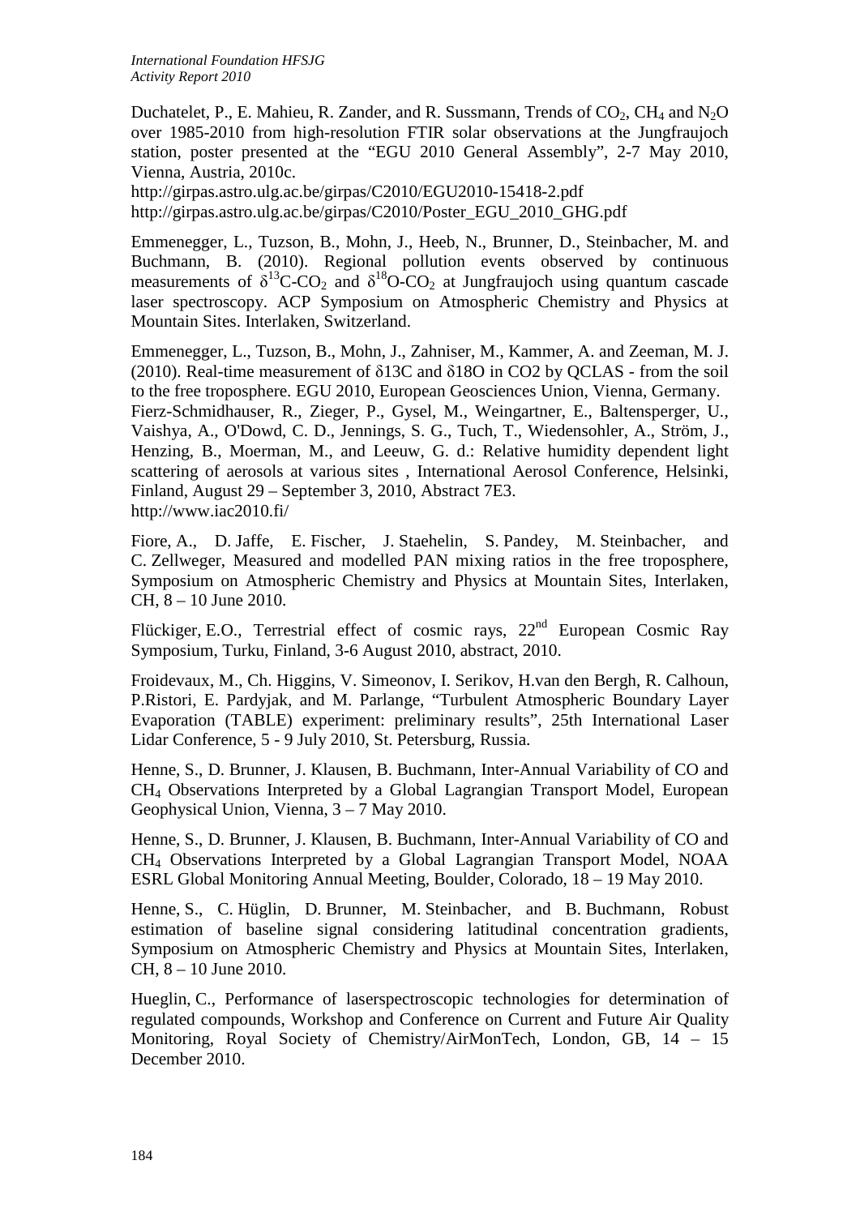Duchatelet, P., E. Mahieu, R. Zander, and R. Sussmann, Trends of $CO_2$, $CH_4$ and $N_2O$ over 1985-2010 from high-resolution FTIR solar observations at the Jungfraujoch station, poster presented at the "EGU 2010 General Assembly", 2-7 May 2010, Vienna, Austria, 2010c.
http://girpas.astro.ulg.ac.be/girpas/C2010/EGU2010-15418-2.pdf
http://girpas.astro.ulg.ac.be/girpas/C2010/Poster_EGU_2010_GHG.pdf

Emmenegger, L., Tuzson, B., Mohn, J., Heeb, N., Brunner, D., Steinbacher, M. and Buchmann, B. (2010). Regional pollution events observed by continuous measurements of $\delta^{13}C$-$CO_2$ and $\delta^{18}O$-$CO_2$ at Jungfraujoch using quantum cascade laser spectroscopy. ACP Symposium on Atmospheric Chemistry and Physics at Mountain Sites. Interlaken, Switzerland.

Emmenegger, L., Tuzson, B., Mohn, J., Zahniser, M., Kammer, A. and Zeeman, M. J. (2010). Real-time measurement of δ13C and δ18O in CO2 by QCLAS - from the soil to the free troposphere. EGU 2010, European Geosciences Union, Vienna, Germany.
Fierz-Schmidhauser, R., Zieger, P., Gysel, M., Weingartner, E., Baltensperger, U., Vaishya, A., O'Dowd, C. D., Jennings, S. G., Tuch, T., Wiedensohler, A., Ström, J., Henzing, B., Moerman, M., and Leeuw, G. d.: Relative humidity dependent light scattering of aerosols at various sites , International Aerosol Conference, Helsinki, Finland, August 29 – September 3, 2010, Abstract 7E3.
http://www.iac2010.fi/

Fiore, A., D. Jaffe, E. Fischer, J. Staehelin, S. Pandey, M. Steinbacher, and C. Zellweger, Measured and modelled PAN mixing ratios in the free troposphere, Symposium on Atmospheric Chemistry and Physics at Mountain Sites, Interlaken, CH, 8 – 10 June 2010.

Flückiger, E.O., Terrestrial effect of cosmic rays, 22nd European Cosmic Ray Symposium, Turku, Finland, 3-6 August 2010, abstract, 2010.

Froidevaux, M., Ch. Higgins, V. Simeonov, I. Serikov, H.van den Bergh, R. Calhoun, P.Ristori, E. Pardyjak, and M. Parlange, "Turbulent Atmospheric Boundary Layer Evaporation (TABLE) experiment: preliminary results", 25th International Laser Lidar Conference, 5 - 9 July 2010, St. Petersburg, Russia.

Henne, S., D. Brunner, J. Klausen, B. Buchmann, Inter-Annual Variability of CO and $CH_4$ Observations Interpreted by a Global Lagrangian Transport Model, European Geophysical Union, Vienna, 3 – 7 May 2010.

Henne, S., D. Brunner, J. Klausen, B. Buchmann, Inter-Annual Variability of CO and $CH_4$ Observations Interpreted by a Global Lagrangian Transport Model, NOAA ESRL Global Monitoring Annual Meeting, Boulder, Colorado, 18 – 19 May 2010.

Henne, S., C. Hüglin, D. Brunner, M. Steinbacher, and B. Buchmann, Robust estimation of baseline signal considering latitudinal concentration gradients, Symposium on Atmospheric Chemistry and Physics at Mountain Sites, Interlaken, CH, 8 – 10 June 2010.

Hueglin, C., Performance of laserspectroscopic technologies for determination of regulated compounds, Workshop and Conference on Current and Future Air Quality Monitoring, Royal Society of Chemistry/AirMonTech, London, GB, 14 – 15 December 2010.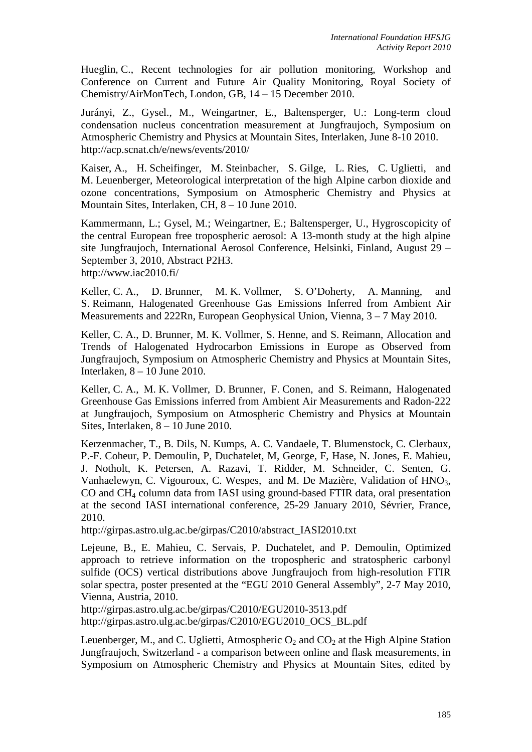Hueglin, C., Recent technologies for air pollution monitoring, Workshop and Conference on Current and Future Air Quality Monitoring, Royal Society of Chemistry/AirMonTech, London, GB, 14 – 15 December 2010.

Jurányi, Z., Gysel., M., Weingartner, E., Baltensperger, U.: Long-term cloud condensation nucleus concentration measurement at Jungfraujoch, Symposium on Atmospheric Chemistry and Physics at Mountain Sites, Interlaken, June 8-10 2010.
http://acp.scnat.ch/e/news/events/2010/

Kaiser, A., H. Scheifinger, M. Steinbacher, S. Gilge, L. Ries, C. Uglietti, and M. Leuenberger, Meteorological interpretation of the high Alpine carbon dioxide and ozone concentrations, Symposium on Atmospheric Chemistry and Physics at Mountain Sites, Interlaken, CH, 8 – 10 June 2010.

Kammermann, L.; Gysel, M.; Weingartner, E.; Baltensperger, U., Hygroscopicity of the central European free tropospheric aerosol: A 13-month study at the high alpine site Jungfraujoch, International Aerosol Conference, Helsinki, Finland, August 29 – September 3, 2010, Abstract P2H3.
http://www.iac2010.fi/

Keller, C. A., D. Brunner, M. K. Vollmer, S. O'Doherty, A. Manning, and S. Reimann, Halogenated Greenhouse Gas Emissions Inferred from Ambient Air Measurements and 222Rn, European Geophysical Union, Vienna, 3 – 7 May 2010.

Keller, C. A., D. Brunner, M. K. Vollmer, S. Henne, and S. Reimann, Allocation and Trends of Halogenated Hydrocarbon Emissions in Europe as Observed from Jungfraujoch, Symposium on Atmospheric Chemistry and Physics at Mountain Sites, Interlaken, 8 – 10 June 2010.

Keller, C. A., M. K. Vollmer, D. Brunner, F. Conen, and S. Reimann, Halogenated Greenhouse Gas Emissions inferred from Ambient Air Measurements and Radon-222 at Jungfraujoch, Symposium on Atmospheric Chemistry and Physics at Mountain Sites, Interlaken, 8 – 10 June 2010.

Kerzenmacher, T., B. Dils, N. Kumps, A. C. Vandaele, T. Blumenstock, C. Clerbaux, P.-F. Coheur, P. Demoulin, P, Duchatelet, M, George, F, Hase, N. Jones, E. Mahieu, J. Notholt, K. Petersen, A. Razavi, T. Ridder, M. Schneider, C. Senten, G. Vanhaelewyn, C. Vigouroux, C. Wespes, and M. De Mazière, Validation of $HNO_3$, CO and $CH_4$ column data from IASI using ground-based FTIR data, oral presentation at the second IASI international conference, 25-29 January 2010, Sévrier, France, 2010.
http://girpas.astro.ulg.ac.be/girpas/C2010/abstract_IASI2010.txt

Lejeune, B., E. Mahieu, C. Servais, P. Duchatelet, and P. Demoulin, Optimized approach to retrieve information on the tropospheric and stratospheric carbonyl sulfide (OCS) vertical distributions above Jungfraujoch from high-resolution FTIR solar spectra, poster presented at the "EGU 2010 General Assembly", 2-7 May 2010, Vienna, Austria, 2010.
http://girpas.astro.ulg.ac.be/girpas/C2010/EGU2010-3513.pdf
http://girpas.astro.ulg.ac.be/girpas/C2010/EGU2010_OCS_BL.pdf

Leuenberger, M., and C. Uglietti, Atmospheric $O_2$ and $CO_2$ at the High Alpine Station Jungfraujoch, Switzerland - a comparison between online and flask measurements, in Symposium on Atmospheric Chemistry and Physics at Mountain Sites, edited by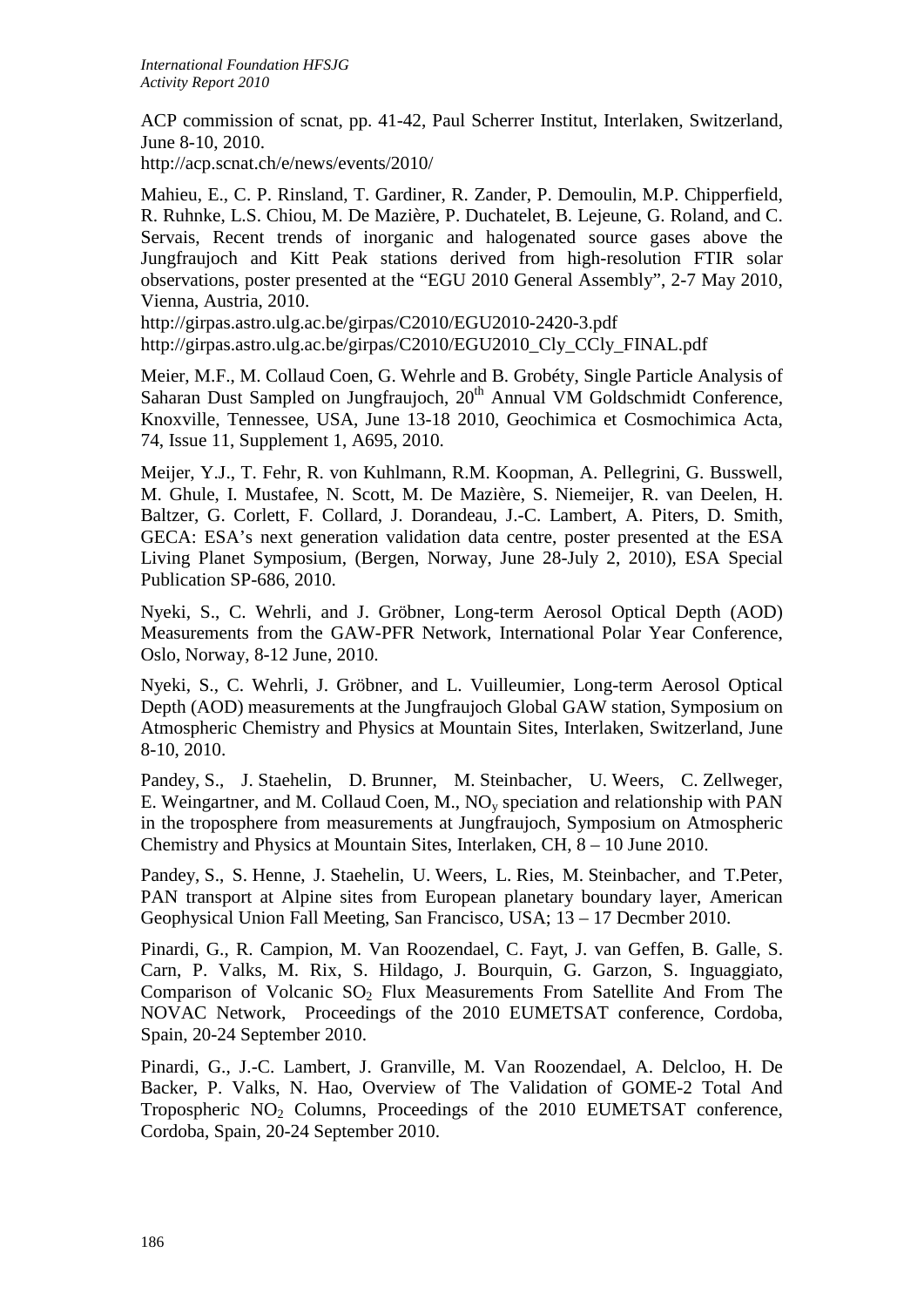ACP commission of scnat, pp. 41-42, Paul Scherrer Institut, Interlaken, Switzerland, June 8-10, 2010.
http://acp.scnat.ch/e/news/events/2010/

Mahieu, E., C. P. Rinsland, T. Gardiner, R. Zander, P. Demoulin, M.P. Chipperfield, R. Ruhnke, L.S. Chiou, M. De Mazière, P. Duchatelet, B. Lejeune, G. Roland, and C. Servais, Recent trends of inorganic and halogenated source gases above the Jungfraujoch and Kitt Peak stations derived from high-resolution FTIR solar observations, poster presented at the "EGU 2010 General Assembly", 2-7 May 2010, Vienna, Austria, 2010.
http://girpas.astro.ulg.ac.be/girpas/C2010/EGU2010-2420-3.pdf
http://girpas.astro.ulg.ac.be/girpas/C2010/EGU2010_Cly_CCly_FINAL.pdf

Meier, M.F., M. Collaud Coen, G. Wehrle and B. Grobéty, Single Particle Analysis of Saharan Dust Sampled on Jungfraujoch, 20th Annual VM Goldschmidt Conference, Knoxville, Tennessee, USA, June 13-18 2010, Geochimica et Cosmochimica Acta, 74, Issue 11, Supplement 1, A695, 2010.

Meijer, Y.J., T. Fehr, R. von Kuhlmann, R.M. Koopman, A. Pellegrini, G. Busswell, M. Ghule, I. Mustafee, N. Scott, M. De Mazière, S. Niemeijer, R. van Deelen, H. Baltzer, G. Corlett, F. Collard, J. Dorandeau, J.-C. Lambert, A. Piters, D. Smith, GECA: ESA's next generation validation data centre, poster presented at the ESA Living Planet Symposium, (Bergen, Norway, June 28-July 2, 2010), ESA Special Publication SP-686, 2010.

Nyeki, S., C. Wehrli, and J. Gröbner, Long-term Aerosol Optical Depth (AOD) Measurements from the GAW-PFR Network, International Polar Year Conference, Oslo, Norway, 8-12 June, 2010.

Nyeki, S., C. Wehrli, J. Gröbner, and L. Vuilleumier, Long-term Aerosol Optical Depth (AOD) measurements at the Jungfraujoch Global GAW station, Symposium on Atmospheric Chemistry and Physics at Mountain Sites, Interlaken, Switzerland, June 8-10, 2010.

Pandey, S., J. Staehelin, D. Brunner, M. Steinbacher, U. Weers, C. Zellweger, E. Weingartner, and M. Collaud Coen, M., $NO_y$ speciation and relationship with PAN in the troposphere from measurements at Jungfraujoch, Symposium on Atmospheric Chemistry and Physics at Mountain Sites, Interlaken, CH, 8 – 10 June 2010.

Pandey, S., S. Henne, J. Staehelin, U. Weers, L. Ries, M. Steinbacher, and T.Peter, PAN transport at Alpine sites from European planetary boundary layer, American Geophysical Union Fall Meeting, San Francisco, USA; 13 – 17 Decmber 2010.

Pinardi, G., R. Campion, M. Van Roozendael, C. Fayt, J. van Geffen, B. Galle, S. Carn, P. Valks, M. Rix, S. Hildago, J. Bourquin, G. Garzon, S. Inguaggiato, Comparison of Volcanic $SO_2$ Flux Measurements From Satellite And From The NOVAC Network, Proceedings of the 2010 EUMETSAT conference, Cordoba, Spain, 20-24 September 2010.

Pinardi, G., J.-C. Lambert, J. Granville, M. Van Roozendael, A. Delcloo, H. De Backer, P. Valks, N. Hao, Overview of The Validation of GOME-2 Total And Tropospheric $NO_2$ Columns, Proceedings of the 2010 EUMETSAT conference, Cordoba, Spain, 20-24 September 2010.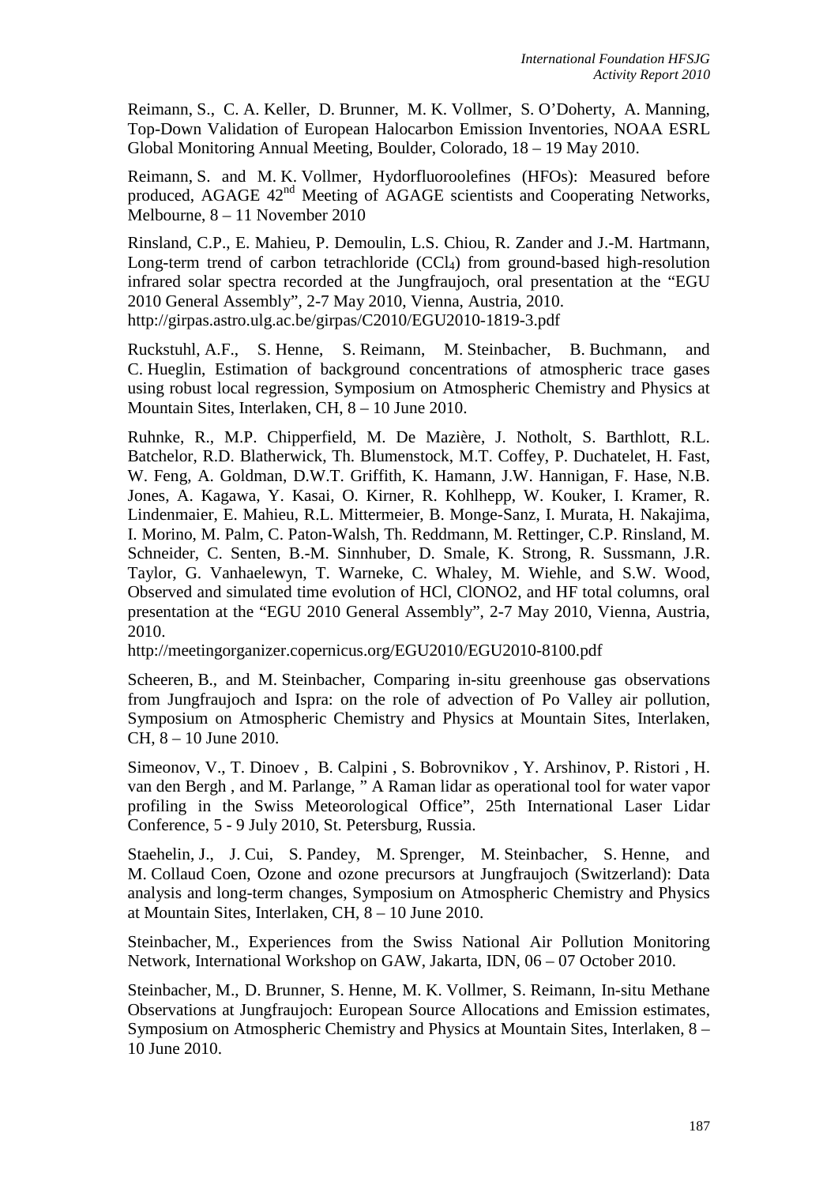Reimann, S., C. A. Keller, D. Brunner, M. K. Vollmer, S. O'Doherty, A. Manning, Top-Down Validation of European Halocarbon Emission Inventories, NOAA ESRL Global Monitoring Annual Meeting, Boulder, Colorado, 18 – 19 May 2010.

Reimann, S. and M. K. Vollmer, Hydorfluoroolefines (HFOs): Measured before produced, AGAGE 42$^{nd}$ Meeting of AGAGE scientists and Cooperating Networks, Melbourne, 8 – 11 November 2010

Rinsland, C.P., E. Mahieu, P. Demoulin, L.S. Chiou, R. Zander and J.-M. Hartmann, Long-term trend of carbon tetrachloride ($CCl_4$) from ground-based high-resolution infrared solar spectra recorded at the Jungfraujoch, oral presentation at the "EGU 2010 General Assembly", 2-7 May 2010, Vienna, Austria, 2010.
http://girpas.astro.ulg.ac.be/girpas/C2010/EGU2010-1819-3.pdf

Ruckstuhl, A.F., S. Henne, S. Reimann, M. Steinbacher, B. Buchmann, and C. Hueglin, Estimation of background concentrations of atmospheric trace gases using robust local regression, Symposium on Atmospheric Chemistry and Physics at Mountain Sites, Interlaken, CH, 8 – 10 June 2010.

Ruhnke, R., M.P. Chipperfield, M. De Mazière, J. Notholt, S. Barthlott, R.L. Batchelor, R.D. Blatherwick, Th. Blumenstock, M.T. Coffey, P. Duchatelet, H. Fast, W. Feng, A. Goldman, D.W.T. Griffith, K. Hamann, J.W. Hannigan, F. Hase, N.B. Jones, A. Kagawa, Y. Kasai, O. Kirner, R. Kohlhepp, W. Kouker, I. Kramer, R. Lindenmaier, E. Mahieu, R.L. Mittermeier, B. Monge-Sanz, I. Murata, H. Nakajima, I. Morino, M. Palm, C. Paton-Walsh, Th. Reddmann, M. Rettinger, C.P. Rinsland, M. Schneider, C. Senten, B.-M. Sinnhuber, D. Smale, K. Strong, R. Sussmann, J.R. Taylor, G. Vanhaelewyn, T. Warneke, C. Whaley, M. Wiehle, and S.W. Wood, Observed and simulated time evolution of HCl, ClONO2, and HF total columns, oral presentation at the "EGU 2010 General Assembly", 2-7 May 2010, Vienna, Austria, 2010.
http://meetingorganizer.copernicus.org/EGU2010/EGU2010-8100.pdf

Scheeren, B., and M. Steinbacher, Comparing in-situ greenhouse gas observations from Jungfraujoch and Ispra: on the role of advection of Po Valley air pollution, Symposium on Atmospheric Chemistry and Physics at Mountain Sites, Interlaken, CH, 8 – 10 June 2010.

Simeonov, V., T. Dinoev , B. Calpini , S. Bobrovnikov , Y. Arshinov, P. Ristori , H. van den Bergh , and M. Parlange, " A Raman lidar as operational tool for water vapor profiling in the Swiss Meteorological Office", 25th International Laser Lidar Conference, 5 - 9 July 2010, St. Petersburg, Russia.

Staehelin, J., J. Cui, S. Pandey, M. Sprenger, M. Steinbacher, S. Henne, and M. Collaud Coen, Ozone and ozone precursors at Jungfraujoch (Switzerland): Data analysis and long-term changes, Symposium on Atmospheric Chemistry and Physics at Mountain Sites, Interlaken, CH, 8 – 10 June 2010.

Steinbacher, M., Experiences from the Swiss National Air Pollution Monitoring Network, International Workshop on GAW, Jakarta, IDN, 06 – 07 October 2010.

Steinbacher, M., D. Brunner, S. Henne, M. K. Vollmer, S. Reimann, In-situ Methane Observations at Jungfraujoch: European Source Allocations and Emission estimates, Symposium on Atmospheric Chemistry and Physics at Mountain Sites, Interlaken, 8 – 10 June 2010.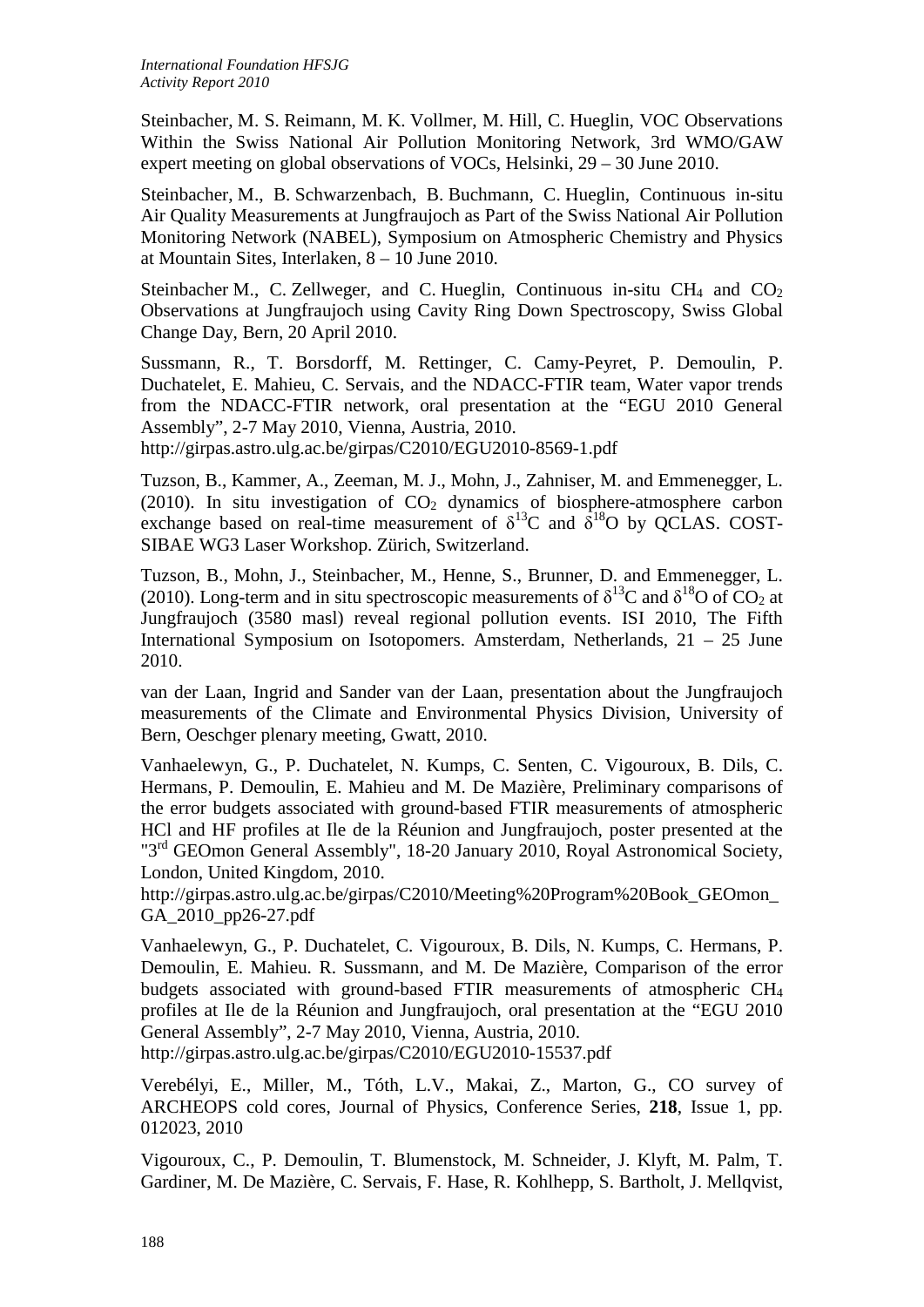Steinbacher, M. S. Reimann, M. K. Vollmer, M. Hill, C. Hueglin, VOC Observations Within the Swiss National Air Pollution Monitoring Network, 3rd WMO/GAW expert meeting on global observations of VOCs, Helsinki, 29 – 30 June 2010.

Steinbacher, M., B. Schwarzenbach, B. Buchmann, C. Hueglin, Continuous in-situ Air Quality Measurements at Jungfraujoch as Part of the Swiss National Air Pollution Monitoring Network (NABEL), Symposium on Atmospheric Chemistry and Physics at Mountain Sites, Interlaken, 8 – 10 June 2010.

Steinbacher M., C. Zellweger, and C. Hueglin, Continuous in-situ $CH_4$ and $CO_2$ Observations at Jungfraujoch using Cavity Ring Down Spectroscopy, Swiss Global Change Day, Bern, 20 April 2010.

Sussmann, R., T. Borsdorff, M. Rettinger, C. Camy-Peyret, P. Demoulin, P. Duchatelet, E. Mahieu, C. Servais, and the NDACC-FTIR team, Water vapor trends from the NDACC-FTIR network, oral presentation at the "EGU 2010 General Assembly", 2-7 May 2010, Vienna, Austria, 2010.
http://girpas.astro.ulg.ac.be/girpas/C2010/EGU2010-8569-1.pdf

Tuzson, B., Kammer, A., Zeeman, M. J., Mohn, J., Zahniser, M. and Emmenegger, L. (2010). In situ investigation of $CO_2$ dynamics of biosphere-atmosphere carbon exchange based on real-time measurement of $\delta^{13}C$ and $\delta^{18}O$ by QCLAS. COST-SIBAE WG3 Laser Workshop. Zürich, Switzerland.

Tuzson, B., Mohn, J., Steinbacher, M., Henne, S., Brunner, D. and Emmenegger, L. (2010). Long-term and in situ spectroscopic measurements of $\delta^{13}C$ and $\delta^{18}O$ of $CO_2$ at Jungfraujoch (3580 masl) reveal regional pollution events. ISI 2010, The Fifth International Symposium on Isotopomers. Amsterdam, Netherlands, 21 – 25 June 2010.

van der Laan, Ingrid and Sander van der Laan, presentation about the Jungfraujoch measurements of the Climate and Environmental Physics Division, University of Bern, Oeschger plenary meeting, Gwatt, 2010.

Vanhaelewyn, G., P. Duchatelet, N. Kumps, C. Senten, C. Vigouroux, B. Dils, C. Hermans, P. Demoulin, E. Mahieu and M. De Mazière, Preliminary comparisons of the error budgets associated with ground-based FTIR measurements of atmospheric HCl and HF profiles at Ile de la Réunion and Jungfraujoch, poster presented at the "3rd GEOmon General Assembly", 18-20 January 2010, Royal Astronomical Society, London, United Kingdom, 2010.
http://girpas.astro.ulg.ac.be/girpas/C2010/Meeting%20Program%20Book_GEOmon_GA_2010_pp26-27.pdf

Vanhaelewyn, G., P. Duchatelet, C. Vigouroux, B. Dils, N. Kumps, C. Hermans, P. Demoulin, E. Mahieu. R. Sussmann, and M. De Mazière, Comparison of the error budgets associated with ground-based FTIR measurements of atmospheric $CH_4$ profiles at Ile de la Réunion and Jungfraujoch, oral presentation at the "EGU 2010 General Assembly", 2-7 May 2010, Vienna, Austria, 2010.
http://girpas.astro.ulg.ac.be/girpas/C2010/EGU2010-15537.pdf

Verebélyi, E., Miller, M., Tóth, L.V., Makai, Z., Marton, G., CO survey of ARCHEOPS cold cores, Journal of Physics, Conference Series, **218**, Issue 1, pp. 012023, 2010

Vigouroux, C., P. Demoulin, T. Blumenstock, M. Schneider, J. Klyft, M. Palm, T. Gardiner, M. De Mazière, C. Servais, F. Hase, R. Kohlhepp, S. Bartholt, J. Mellqvist,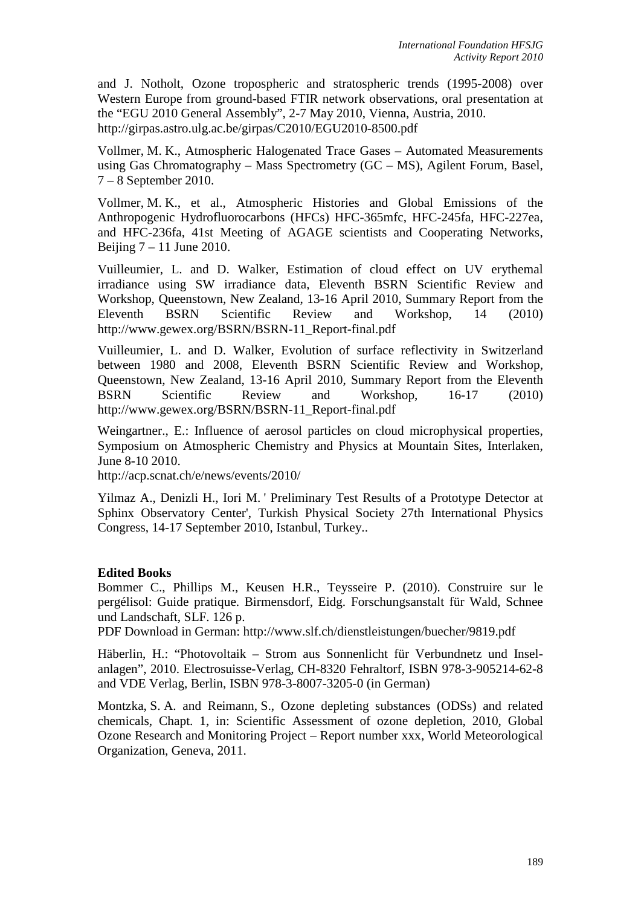and J. Notholt, Ozone tropospheric and stratospheric trends (1995-2008) over Western Europe from ground-based FTIR network observations, oral presentation at the "EGU 2010 General Assembly", 2-7 May 2010, Vienna, Austria, 2010. http://girpas.astro.ulg.ac.be/girpas/C2010/EGU2010-8500.pdf

Vollmer, M. K., Atmospheric Halogenated Trace Gases – Automated Measurements using Gas Chromatography – Mass Spectrometry (GC – MS), Agilent Forum, Basel, 7 – 8 September 2010.

Vollmer, M. K., et al., Atmospheric Histories and Global Emissions of the Anthropogenic Hydrofluorocarbons (HFCs) HFC-365mfc, HFC-245fa, HFC-227ea, and HFC-236fa, 41st Meeting of AGAGE scientists and Cooperating Networks, Beijing 7 – 11 June 2010.

Vuilleumier, L. and D. Walker, Estimation of cloud effect on UV erythemal irradiance using SW irradiance data, Eleventh BSRN Scientific Review and Workshop, Queenstown, New Zealand, 13-16 April 2010, Summary Report from the Eleventh BSRN Scientific Review and Workshop, 14 (2010) http://www.gewex.org/BSRN/BSRN-11_Report-final.pdf

Vuilleumier, L. and D. Walker, Evolution of surface reflectivity in Switzerland between 1980 and 2008, Eleventh BSRN Scientific Review and Workshop, Queenstown, New Zealand, 13-16 April 2010, Summary Report from the Eleventh BSRN Scientific Review and Workshop, 16-17 (2010) http://www.gewex.org/BSRN/BSRN-11_Report-final.pdf

Weingartner., E.: Influence of aerosol particles on cloud microphysical properties, Symposium on Atmospheric Chemistry and Physics at Mountain Sites, Interlaken, June 8-10 2010.
http://acp.scnat.ch/e/news/events/2010/

Yilmaz A., Denizli H., Iori M. ' Preliminary Test Results of a Prototype Detector at Sphinx Observatory Center', Turkish Physical Society 27th International Physics Congress, 14-17 September 2010, Istanbul, Turkey..

**Edited Books**

Bommer C., Phillips M., Keusen H.R., Teysseire P. (2010). Construire sur le pergélisol: Guide pratique. Birmensdorf, Eidg. Forschungsanstalt für Wald, Schnee und Landschaft, SLF. 126 p.
PDF Download in German: http://www.slf.ch/dienstleistungen/buecher/9819.pdf

Häberlin, H.: "Photovoltaik – Strom aus Sonnenlicht für Verbundnetz und Inselanlagen", 2010. Electrosuisse-Verlag, CH-8320 Fehraltorf, ISBN 978-3-905214-62-8 and VDE Verlag, Berlin, ISBN 978-3-8007-3205-0 (in German)

Montzka, S. A. and Reimann, S., Ozone depleting substances (ODSs) and related chemicals, Chapt. 1, in: Scientific Assessment of ozone depletion, 2010, Global Ozone Research and Monitoring Project – Report number xxx, World Meteorological Organization, Geneva, 2011.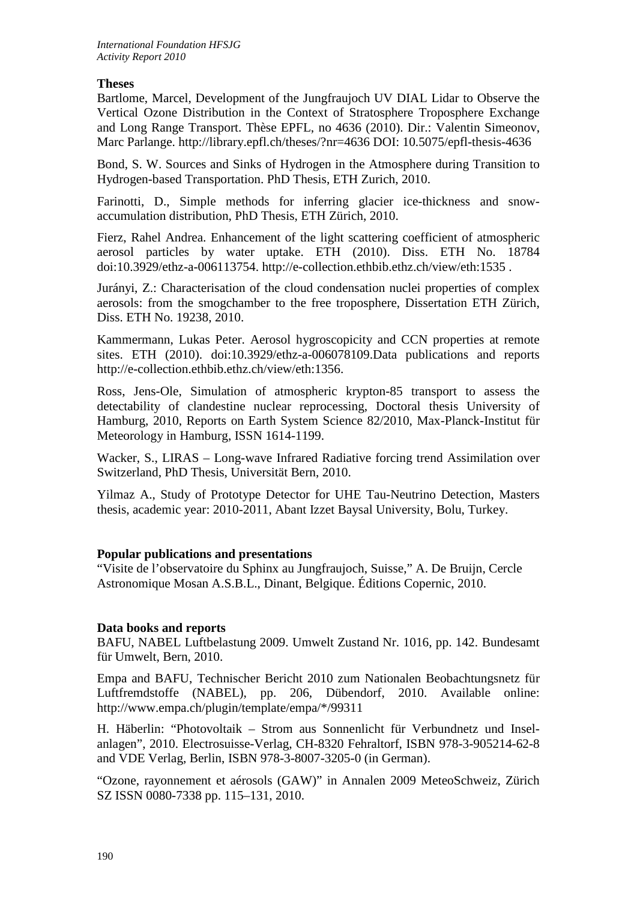### Theses

Bartlome, Marcel, Development of the Jungfraujoch UV DIAL Lidar to Observe the Vertical Ozone Distribution in the Context of Stratosphere Troposphere Exchange and Long Range Transport. Thèse EPFL, no 4636 (2010). Dir.: Valentin Simeonov, Marc Parlange. http://library.epfl.ch/theses/?nr=4636 DOI: 10.5075/epfl-thesis-4636

Bond, S. W. Sources and Sinks of Hydrogen in the Atmosphere during Transition to Hydrogen-based Transportation. PhD Thesis, ETH Zurich, 2010.

Farinotti, D., Simple methods for inferring glacier ice-thickness and snow-accumulation distribution, PhD Thesis, ETH Zürich, 2010.

Fierz, Rahel Andrea. Enhancement of the light scattering coefficient of atmospheric aerosol particles by water uptake. ETH (2010). Diss. ETH No. 18784 doi:10.3929/ethz-a-006113754. http://e-collection.ethbib.ethz.ch/view/eth:1535 .

Jurányi, Z.: Characterisation of the cloud condensation nuclei properties of complex aerosols: from the smogchamber to the free troposphere, Dissertation ETH Zürich, Diss. ETH No. 19238, 2010.

Kammermann, Lukas Peter. Aerosol hygroscopicity and CCN properties at remote sites. ETH (2010). doi:10.3929/ethz-a-006078109.Data publications and reports http://e-collection.ethbib.ethz.ch/view/eth:1356.

Ross, Jens-Ole, Simulation of atmospheric krypton-85 transport to assess the detectability of clandestine nuclear reprocessing, Doctoral thesis University of Hamburg, 2010, Reports on Earth System Science 82/2010, Max-Planck-Institut für Meteorology in Hamburg, ISSN 1614-1199.

Wacker, S., LIRAS – Long-wave Infrared Radiative forcing trend Assimilation over Switzerland, PhD Thesis, Universität Bern, 2010.

Yilmaz A., Study of Prototype Detector for UHE Tau-Neutrino Detection, Masters thesis, academic year: 2010-2011, Abant Izzet Baysal University, Bolu, Turkey.

### Popular publications and presentations

"Visite de l'observatoire du Sphinx au Jungfraujoch, Suisse," A. De Bruijn, Cercle Astronomique Mosan A.S.B.L., Dinant, Belgique. Éditions Copernic, 2010.

### Data books and reports

BAFU, NABEL Luftbelastung 2009. Umwelt Zustand Nr. 1016, pp. 142. Bundesamt für Umwelt, Bern, 2010.

Empa and BAFU, Technischer Bericht 2010 zum Nationalen Beobachtungsnetz für Luftfremdstoffe (NABEL), pp. 206, Dübendorf, 2010. Available online: http://www.empa.ch/plugin/template/empa/*/99311

H. Häberlin: "Photovoltaik – Strom aus Sonnenlicht für Verbundnetz und Insel-anlagen", 2010. Electrosuisse-Verlag, CH-8320 Fehraltorf, ISBN 978-3-905214-62-8 and VDE Verlag, Berlin, ISBN 978-3-8007-3205-0 (in German).

"Ozone, rayonnement et aérosols (GAW)" in Annalen 2009 MeteoSchweiz, Zürich SZ ISSN 0080-7338 pp. 115–131, 2010.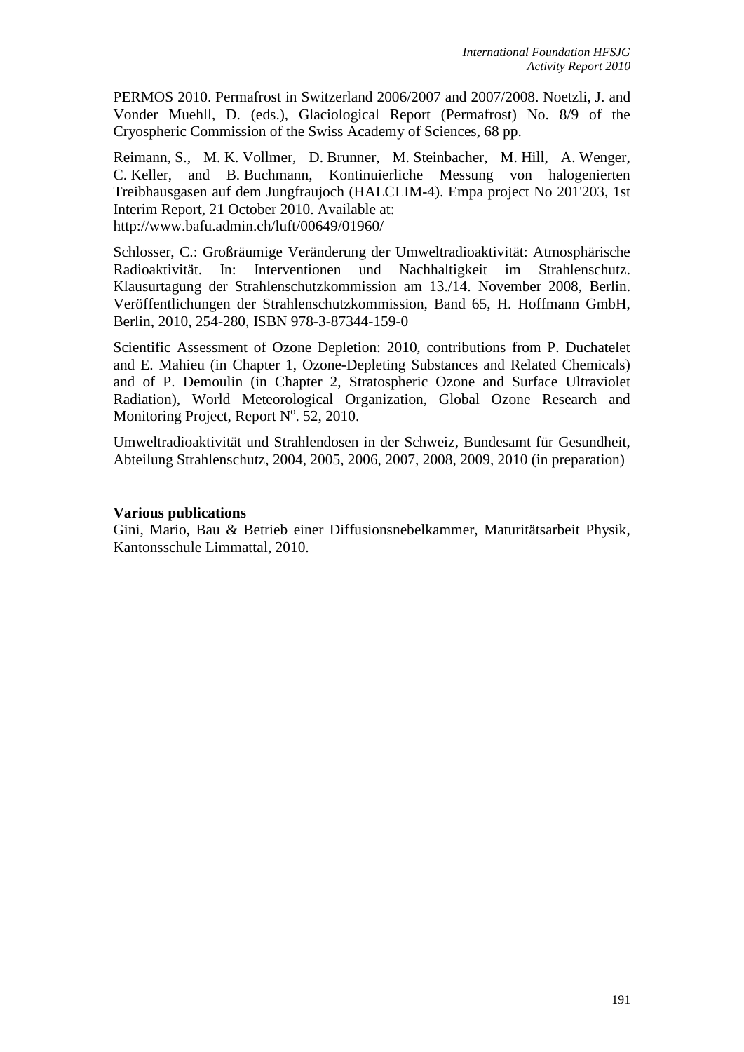PERMOS 2010. Permafrost in Switzerland 2006/2007 and 2007/2008. Noetzli, J. and Vonder Muehll, D. (eds.), Glaciological Report (Permafrost) No. 8/9 of the Cryospheric Commission of the Swiss Academy of Sciences, 68 pp.

Reimann, S., M. K. Vollmer, D. Brunner, M. Steinbacher, M. Hill, A. Wenger, C. Keller, and B. Buchmann, Kontinuierliche Messung von halogenierten Treibhausgasen auf dem Jungfraujoch (HALCLIM-4). Empa project No 201'203, 1st Interim Report, 21 October 2010. Available at: http://www.bafu.admin.ch/luft/00649/01960/

Schlosser, C.: Großräumige Veränderung der Umweltradioaktivität: Atmosphärische Radioaktivität. In: Interventionen und Nachhaltigkeit im Strahlenschutz. Klausurtagung der Strahlenschutzkommission am 13./14. November 2008, Berlin. Veröffentlichungen der Strahlenschutzkommission, Band 65, H. Hoffmann GmbH, Berlin, 2010, 254-280, ISBN 978-3-87344-159-0

Scientific Assessment of Ozone Depletion: 2010, contributions from P. Duchatelet and E. Mahieu (in Chapter 1, Ozone-Depleting Substances and Related Chemicals) and of P. Demoulin (in Chapter 2, Stratospheric Ozone and Surface Ultraviolet Radiation), World Meteorological Organization, Global Ozone Research and Monitoring Project, Report N°. 52, 2010.

Umweltradioaktivität und Strahlendosen in der Schweiz, Bundesamt für Gesundheit, Abteilung Strahlenschutz, 2004, 2005, 2006, 2007, 2008, 2009, 2010 (in preparation)

**Various publications**

Gini, Mario, Bau & Betrieb einer Diffusionsnebelkammer, Maturitätsarbeit Physik, Kantonsschule Limmattal, 2010.